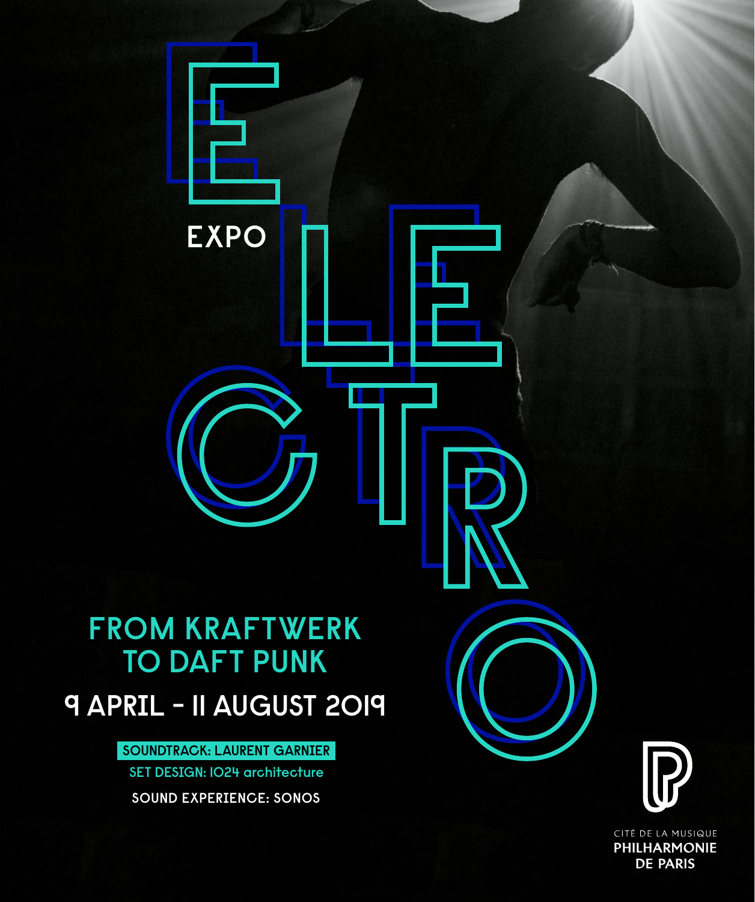EXPO

# ELECTRO

## FROM KRAFTWERK TO DAFT PUNK

**9 APRIL – 11 AUGUST 2019**

SOUNDTRACK: LAURENT GARNIER

SET DESIGN: 1024 architecture

SOUND EXPERIENCE: SONOS

CITÉ DE LA MUSIQUE
**PHILHARMONIE DE PARIS**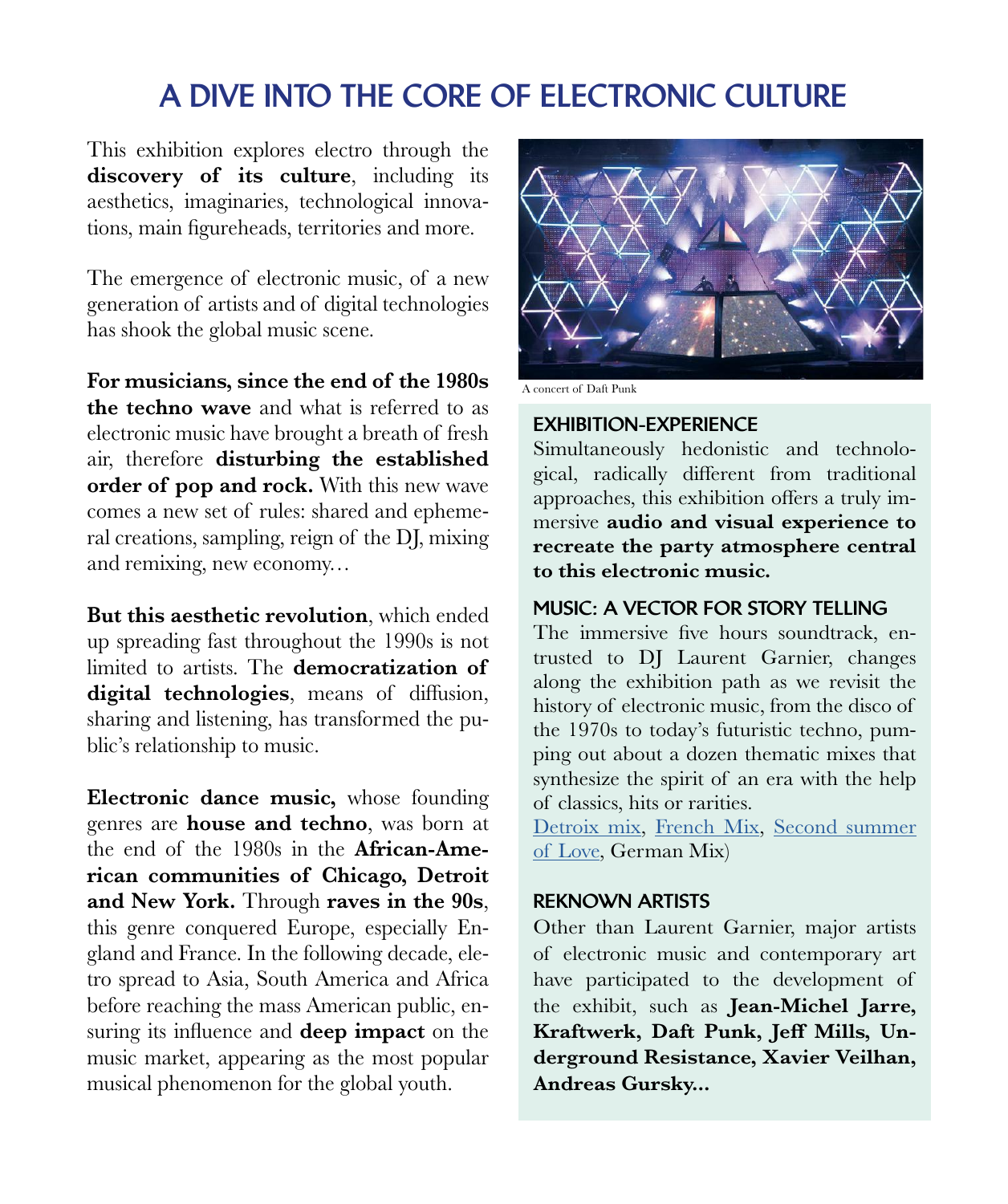# A DIVE INTO THE CORE OF ELECTRONIC CULTURE

This exhibition explores electro through the **discovery of its culture**, including its aesthetics, imaginaries, technological innovations, main figureheads, territories and more.

The emergence of electronic music, of a new generation of artists and of digital technologies has shook the global music scene.

**For musicians, since the end of the 1980s the techno wave** and what is referred to as electronic music have brought a breath of fresh air, therefore **disturbing the established order of pop and rock.** With this new wave comes a new set of rules: shared and ephemeral creations, sampling, reign of the DJ, mixing and remixing, new economy…

**But this aesthetic revolution**, which ended up spreading fast throughout the 1990s is not limited to artists. The **democratization of digital technologies**, means of diffusion, sharing and listening, has transformed the public's relationship to music.

**Electronic dance music,** whose founding genres are **house and techno**, was born at the end of the 1980s in the **African-American communities of Chicago, Detroit and New York.** Through **raves in the 90s**, this genre conquered Europe, especially England and France. In the following decade, electro spread to Asia, South America and Africa before reaching the mass American public, ensuring its influence and **deep impact** on the music market, appearing as the most popular musical phenomenon for the global youth.

A concert of Daft Punk

## EXHIBITION-EXPERIENCE

Simultaneously hedonistic and technological, radically different from traditional approaches, this exhibition offers a truly immersive **audio and visual experience to recreate the party atmosphere central to this electronic music.**

## MUSIC: A VECTOR FOR STORY TELLING

The immersive five hours soundtrack, entrusted to DJ Laurent Garnier, changes along the exhibition path as we revisit the history of electronic music, from the disco of the 1970s to today's futuristic techno, pumping out about a dozen thematic mixes that synthesize the spirit of an era with the help of classics, hits or rarities.

Detroix mix, French Mix, Second summer of Love, German Mix)

## REKNOWN ARTISTS

Other than Laurent Garnier, major artists of electronic music and contemporary art have participated to the development of the exhibit, such as **Jean-Michel Jarre, Kraftwerk, Daft Punk, Jeff Mills, Underground Resistance, Xavier Veilhan, Andreas Gursky...**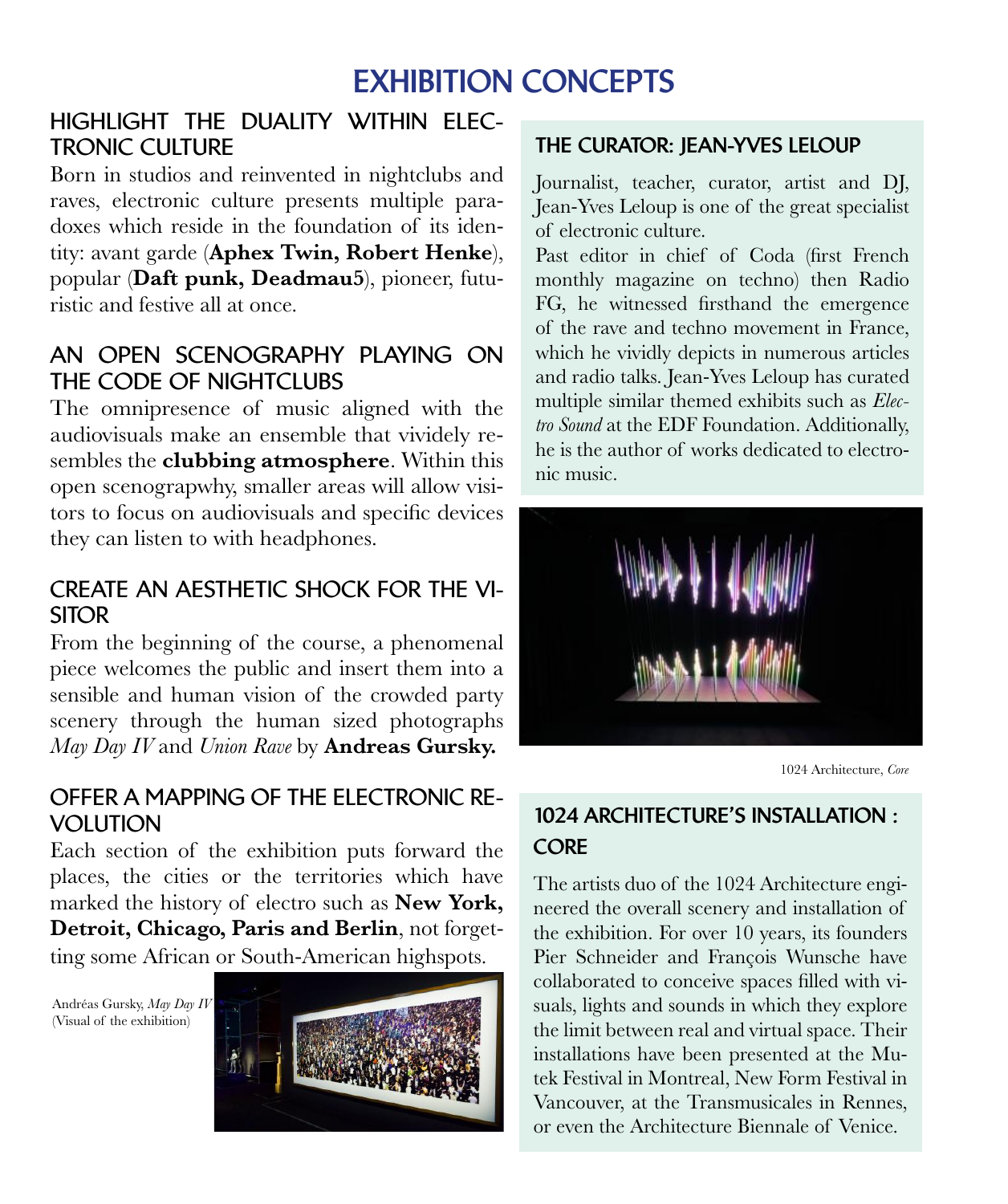# EXHIBITION CONCEPTS

## HIGHLIGHT THE DUALITY WITHIN ELECTRONIC CULTURE

Born in studios and reinvented in nightclubs and raves, electronic culture presents multiple paradoxes which reside in the foundation of its identity: avant garde (**Aphex Twin, Robert Henke**), popular (**Daft punk, Deadmau5**), pioneer, futuristic and festive all at once.

## AN OPEN SCENOGRAPHY PLAYING ON THE CODE OF NIGHTCLUBS

The omnipresence of music aligned with the audiovisuals make an ensemble that vividely resembles the **clubbing atmosphere**. Within this open scenograpwhy, smaller areas will allow visitors to focus on audiovisuals and specific devices they can listen to with headphones.

## CREATE AN AESTHETIC SHOCK FOR THE VISITOR

From the beginning of the course, a phenomenal piece welcomes the public and insert them into a sensible and human vision of the crowded party scenery through the human sized photographs *May Day IV* and *Union Rave* by **Andreas Gursky.**

## OFFER A MAPPING OF THE ELECTRONIC REVOLUTION

Each section of the exhibition puts forward the places, the cities or the territories which have marked the history of electro such as **New York, Detroit, Chicago, Paris and Berlin**, not forgetting some African or South-American highspots.

Andréas Gursky, *May Day IV* (Visual of the exhibition)

## THE CURATOR: JEAN-YVES LELOUP

Journalist, teacher, curator, artist and DJ, Jean-Yves Leloup is one of the great specialist of electronic culture.

Past editor in chief of Coda (first French monthly magazine on techno) then Radio FG, he witnessed firsthand the emergence of the rave and techno movement in France, which he vividly depicts in numerous articles and radio talks. Jean-Yves Leloup has curated multiple similar themed exhibits such as *Electro Sound* at the EDF Foundation. Additionally, he is the author of works dedicated to electronic music.

1024 Architecture, *Core*

## 1024 ARCHITECTURE'S INSTALLATION : CORE

The artists duo of the 1024 Architecture engineered the overall scenery and installation of the exhibition. For over 10 years, its founders Pier Schneider and François Wunsche have collaborated to conceive spaces filled with visuals, lights and sounds in which they explore the limit between real and virtual space. Their installations have been presented at the Mutek Festival in Montreal, New Form Festival in Vancouver, at the Transmusicales in Rennes, or even the Architecture Biennale of Venice.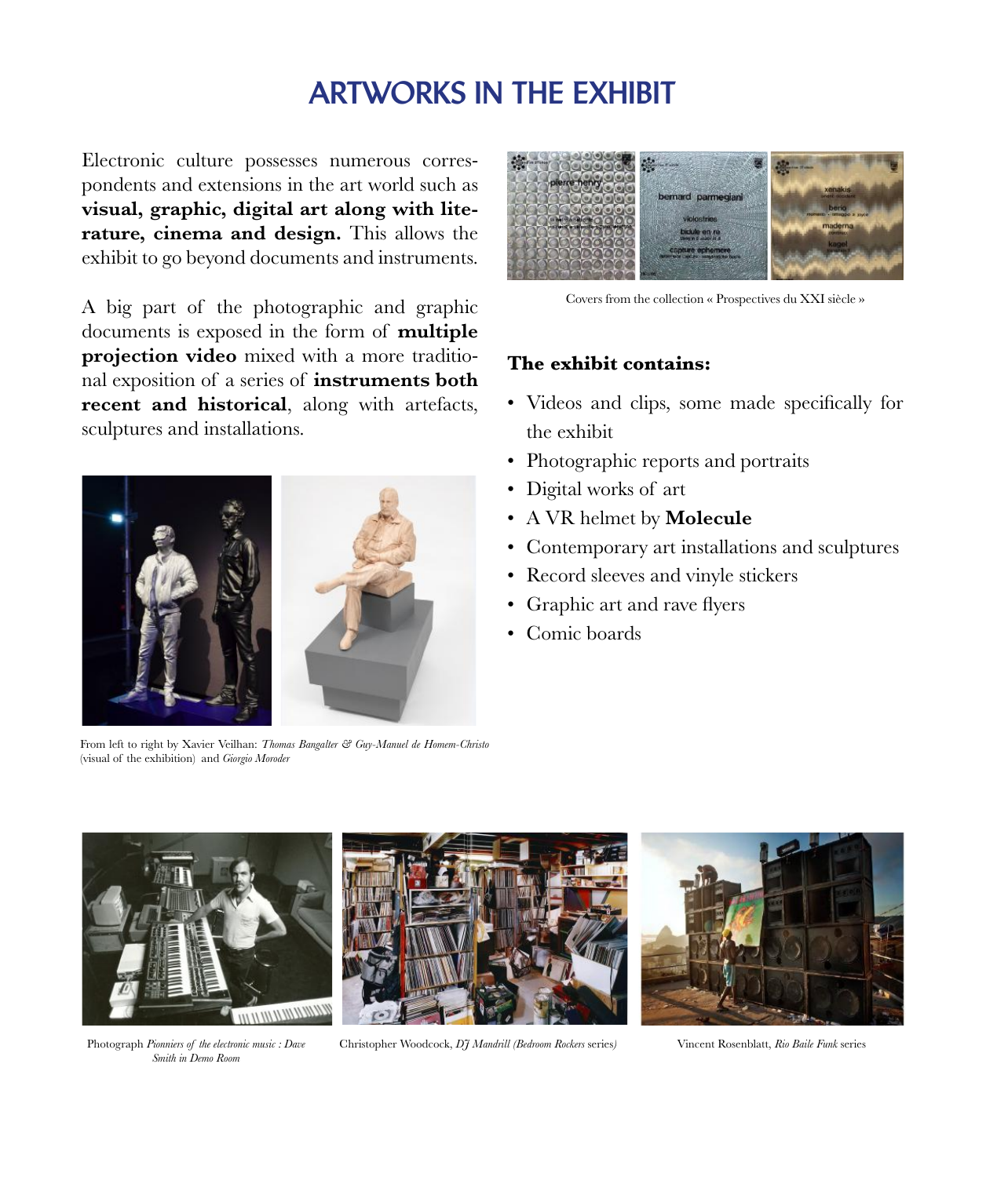# ARTWORKS IN THE EXHIBIT

Electronic culture possesses numerous correspondents and extensions in the art world such as **visual, graphic, digital art along with literature, cinema and design.** This allows the exhibit to go beyond documents and instruments.

A big part of the photographic and graphic documents is exposed in the form of **multiple projection video** mixed with a more traditional exposition of a series of **instruments both recent and historical**, along with artefacts, sculptures and installations.

From left to right by Xavier Veilhan: *Thomas Bangalter & Guy-Manuel de Homem-Christo* (visual of the exhibition) and *Giorgio Moroder*

Covers from the collection « Prospectives du XXI siècle »

**The exhibit contains:**

- Videos and clips, some made specifically for the exhibit
- Photographic reports and portraits
- Digital works of art
- A VR helmet by **Molecule**
- Contemporary art installations and sculptures
- Record sleeves and vinyle stickers
- Graphic art and rave flyers
- Comic boards

Photograph *Pionniers of the electronic music : Dave Smith in Demo Room*

Christopher Woodcock, *DJ Mandrill (Bedroom Rockers* series*)*

Vincent Rosenblatt, *Rio Baile Funk* series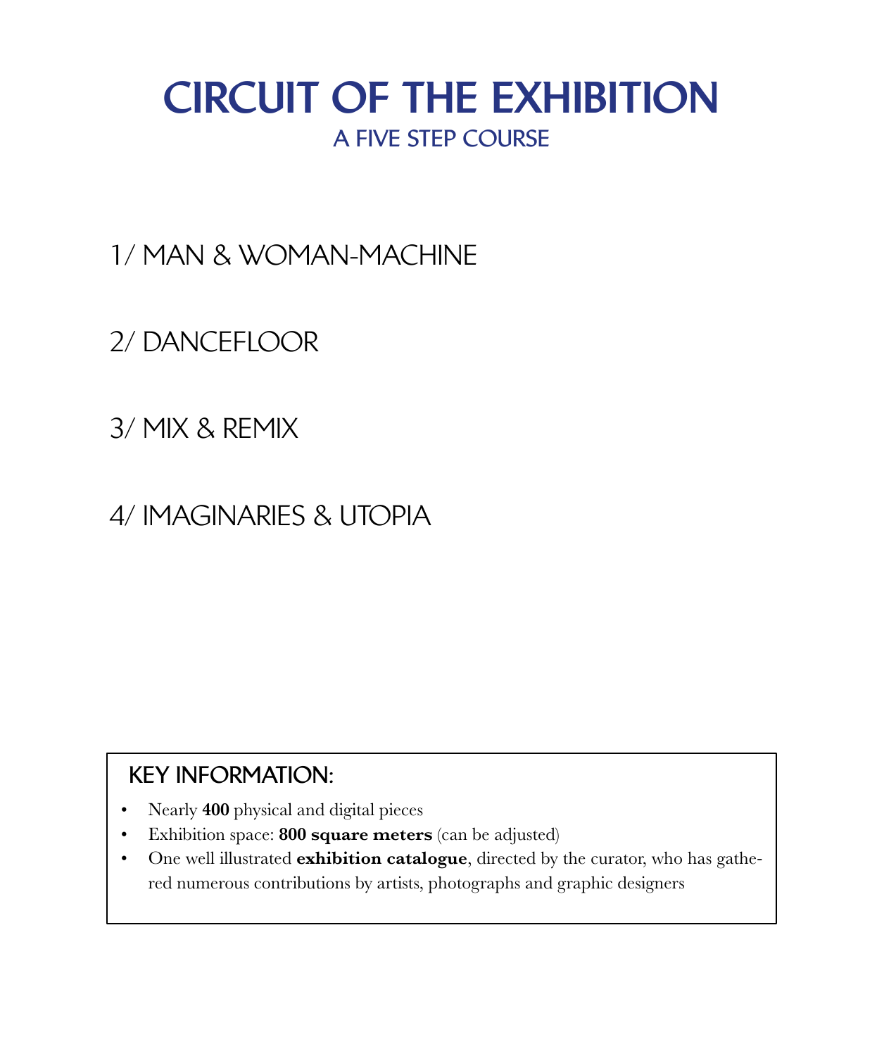# CIRCUIT OF THE EXHIBITION

## A FIVE STEP COURSE

1/ MAN & WOMAN-MACHINE

2/ DANCEFLOOR

3/ MIX & REMIX

4/ IMAGINARIES & UTOPIA

### KEY INFORMATION:

- Nearly **400** physical and digital pieces
- Exhibition space: **800 square meters** (can be adjusted)
- One well illustrated **exhibition catalogue**, directed by the curator, who has gathered numerous contributions by artists, photographs and graphic designers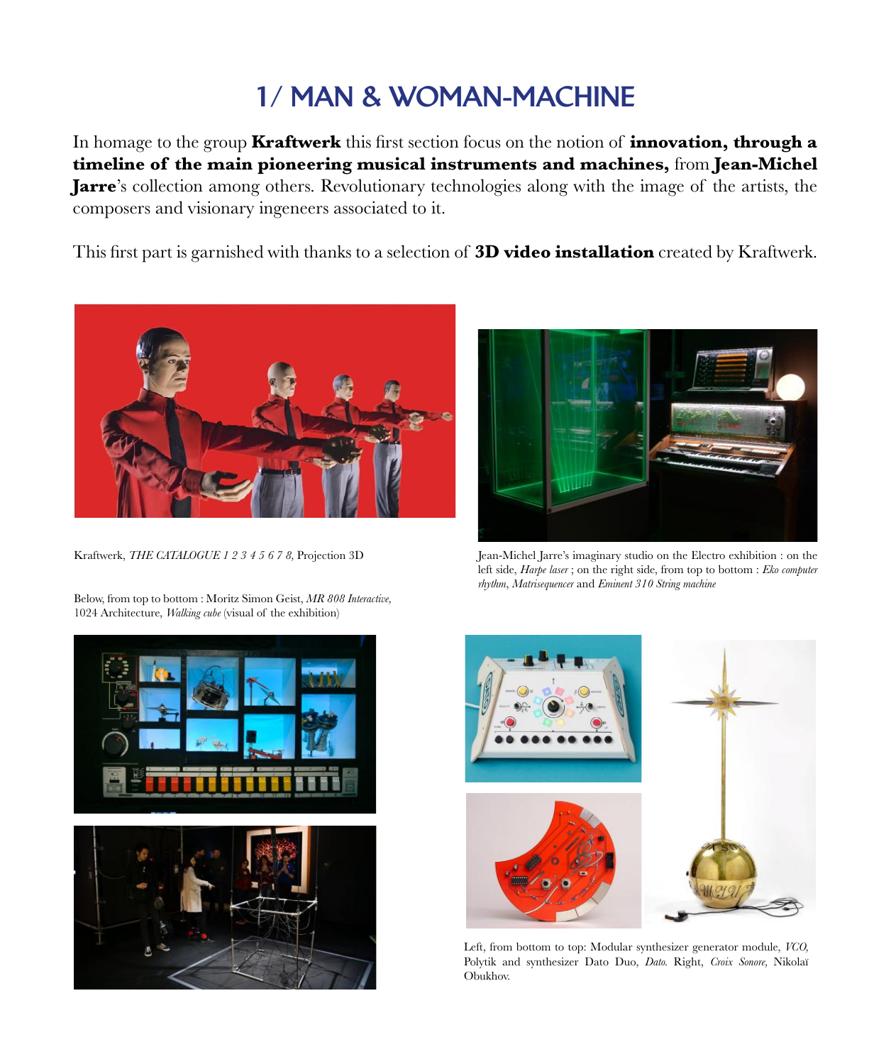# 1/ MAN & WOMAN-MACHINE

In homage to the group **Kraftwerk** this first section focus on the notion of **innovation, through a timeline of the main pioneering musical instruments and machines,** from **Jean-Michel Jarre**'s collection among others. Revolutionary technologies along with the image of the artists, the composers and visionary ingeneers associated to it.

This first part is garnished with thanks to a selection of **3D video installation** created by Kraftwerk.

Kraftwerk, *THE CATALOGUE 1 2 3 4 5 6 7 8,* Projection 3D

Jean-Michel Jarre's imaginary studio on the Electro exhibition : on the left side, *Harpe laser* ; on the right side, from top to bottom : *Eko computer rhythm*, *Matrisequencer* and *Eminent 310 String machine*

Below, from top to bottom : Moritz Simon Geist, *MR 808 Interactive,* 1024 Architecture, *Walking cube* (visual of the exhibition)

Left, from bottom to top: Modular synthesizer generator module, *VCO,* Polytik and synthesizer Dato Duo, *Dato.* Right, *Croix Sonore,* Nikolaï Obukhov.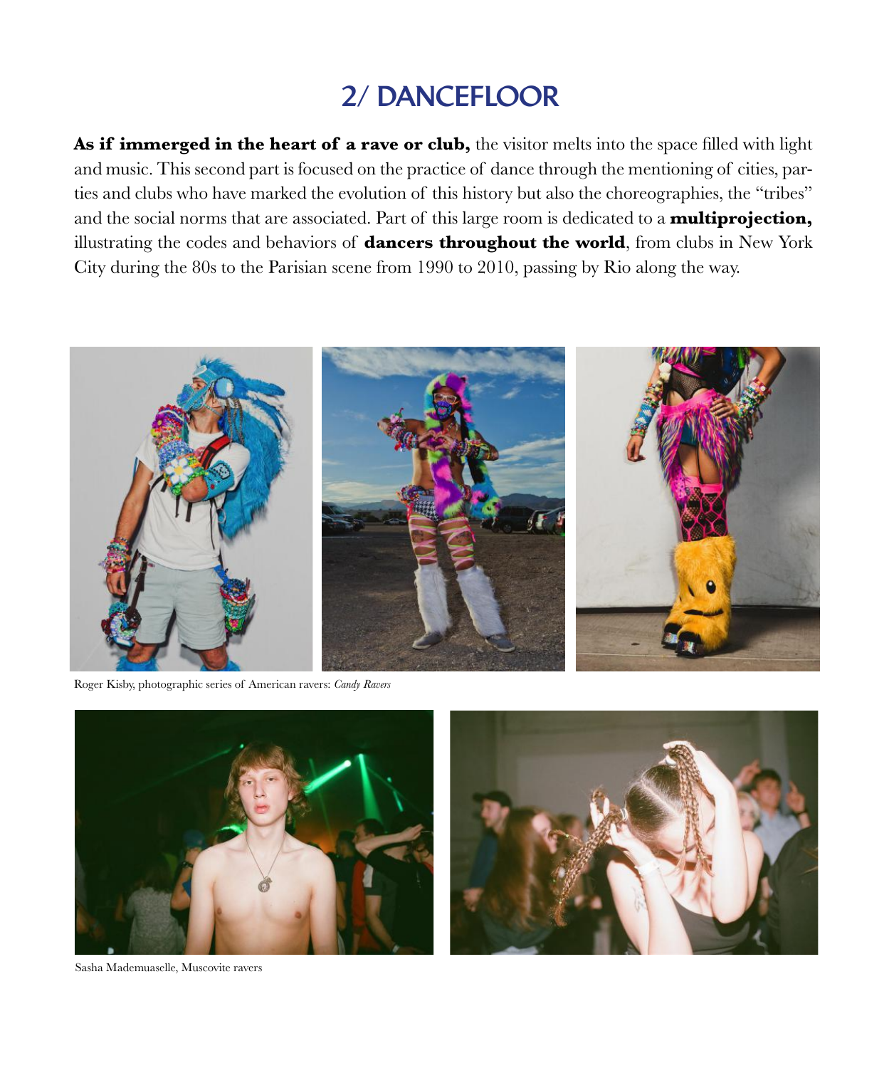## 2/ DANCEFLOOR

**As if immerged in the heart of a rave or club,** the visitor melts into the space filled with light and music. This second part is focused on the practice of dance through the mentioning of cities, parties and clubs who have marked the evolution of this history but also the choreographies, the "tribes" and the social norms that are associated. Part of this large room is dedicated to a **multiprojection,** illustrating the codes and behaviors of **dancers throughout the world**, from clubs in New York City during the 80s to the Parisian scene from 1990 to 2010, passing by Rio along the way.

Roger Kisby, photographic series of American ravers: *Candy Ravers*

Sasha Mademuaselle, Muscovite ravers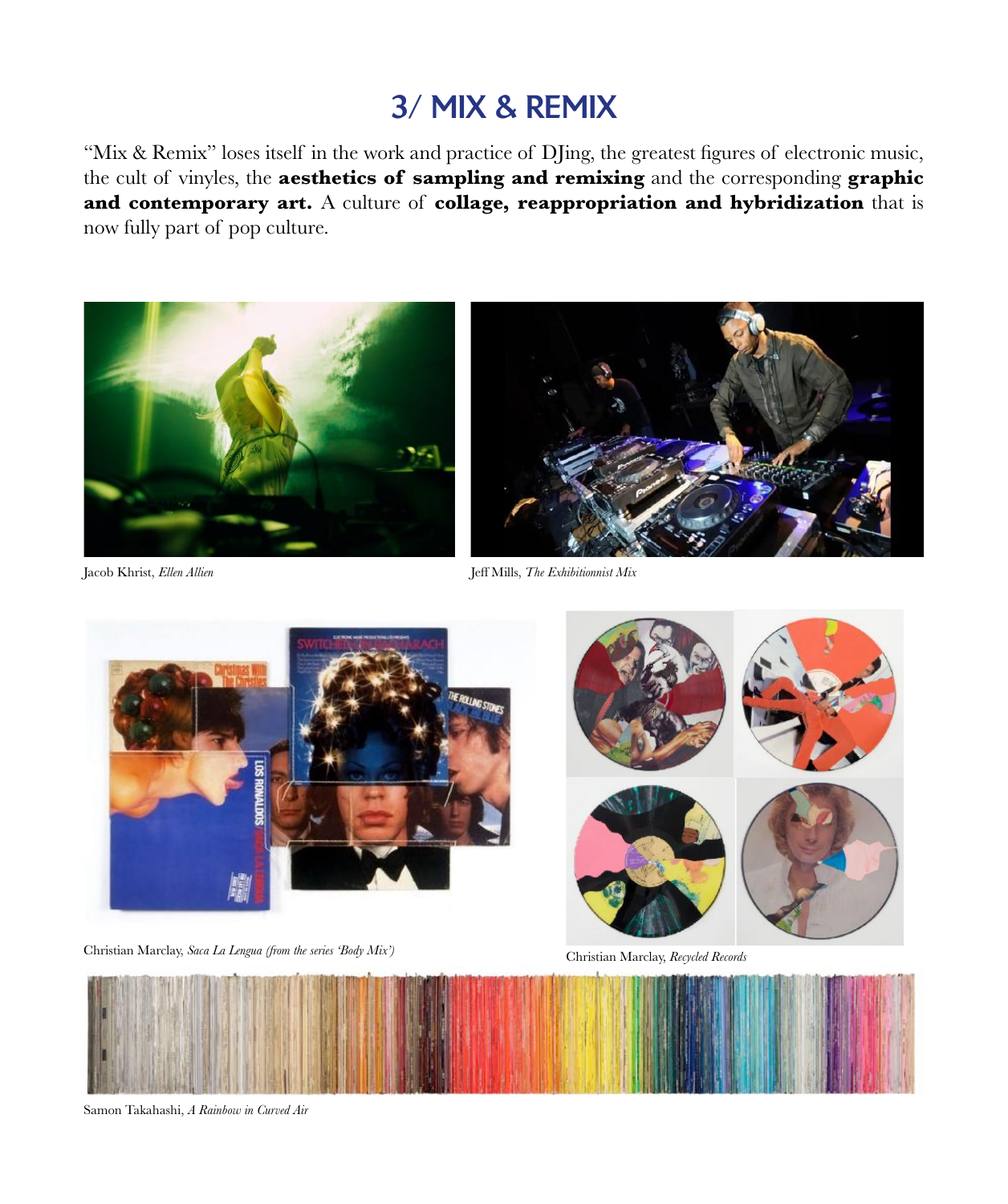# 3/ MIX & REMIX

"Mix & Remix" loses itself in the work and practice of DJing, the greatest figures of electronic music, the cult of vinyles, the **aesthetics of sampling and remixing** and the corresponding **graphic and contemporary art.** A culture of **collage, reappropriation and hybridization** that is now fully part of pop culture.

Jacob Khrist, *Ellen Allien*

Jeff Mills, *The Exhibitionnist Mix*

Christian Marclay, *Saca La Lengua (from the series 'Body Mix')*

Christian Marclay, *Recycled Records*

Samon Takahashi, *A Rainbow in Curved Air*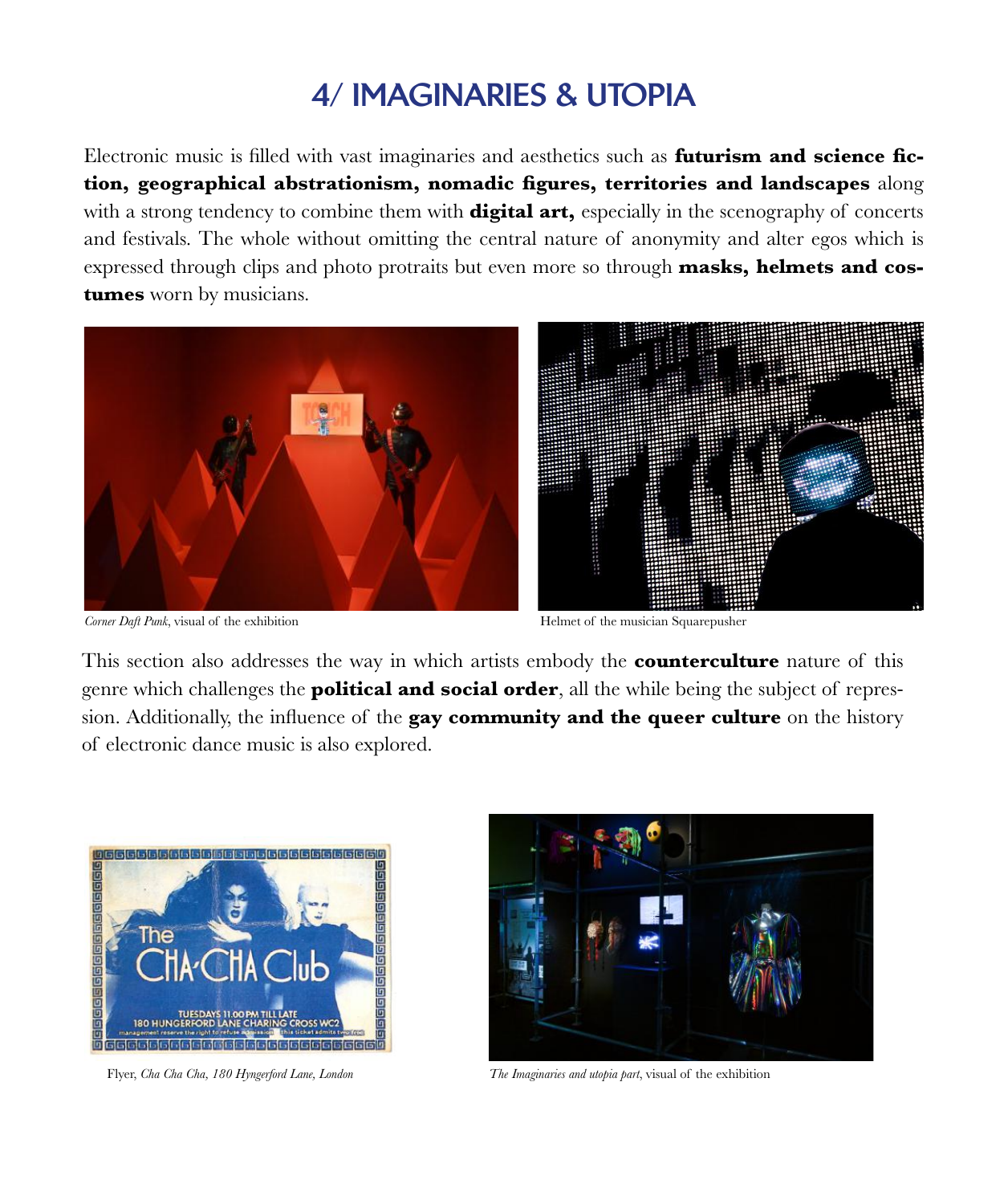# 4/ IMAGINARIES & UTOPIA

Electronic music is filled with vast imaginaries and aesthetics such as **futurism and science fiction, geographical abstrationism, nomadic figures, territories and landscapes** along with a strong tendency to combine them with **digital art,** especially in the scenography of concerts and festivals. The whole without omitting the central nature of anonymity and alter egos which is expressed through clips and photo protraits but even more so through **masks, helmets and costumes** worn by musicians.

*Corner Daft Punk*, visual of the exhibition

Helmet of the musician Squarepusher

This section also addresses the way in which artists embody the **counterculture** nature of this genre which challenges the **political and social order**, all the while being the subject of repression. Additionally, the influence of the **gay community and the queer culture** on the history of electronic dance music is also explored.

Flyer, *Cha Cha Cha, 180 Hyngerford Lane, London*

*The Imaginaries and utopia part*, visual of the exhibition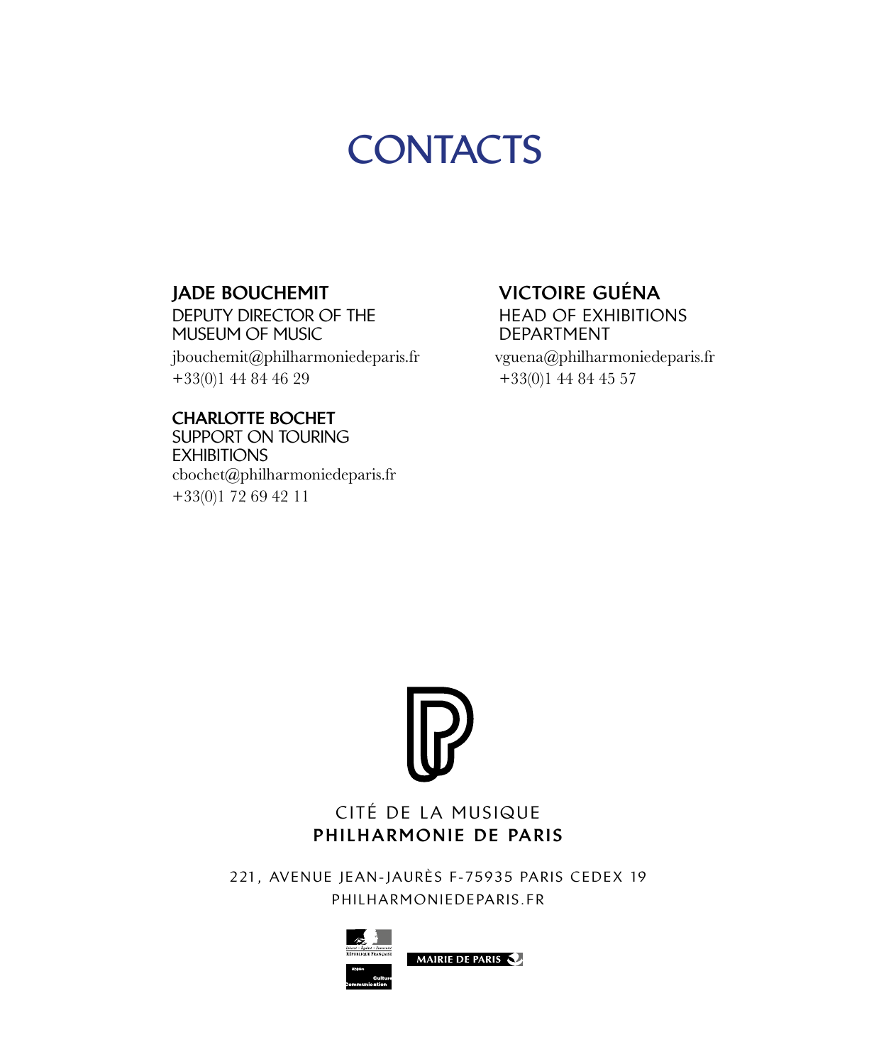# CONTACTS

**JADE BOUCHEMIT**
DEPUTY DIRECTOR OF THE MUSEUM OF MUSIC
jbouchemit@philharmoniedeparis.fr
+33(0)1 44 84 46 29

**CHARLOTTE BOCHET**
SUPPORT ON TOURING EXHIBITIONS
cbochet@philharmoniedeparis.fr
+33(0)1 72 69 42 11

**VICTOIRE GUÉNA**
HEAD OF EXHIBITIONS DEPARTMENT
vguena@philharmoniedeparis.fr
+33(0)1 44 84 45 57

CITÉ DE LA MUSIQUE
**PHILHARMONIE DE PARIS**

221, AVENUE JEAN-JAURÈS F-75935 PARIS CEDEX 19
PHILHARMONIEDEPARIS.FR

Liberté • Égalité • Fraternité
RÉPUBLIQUE FRANÇAISE

Culture Communication

MAIRIE DE PARIS